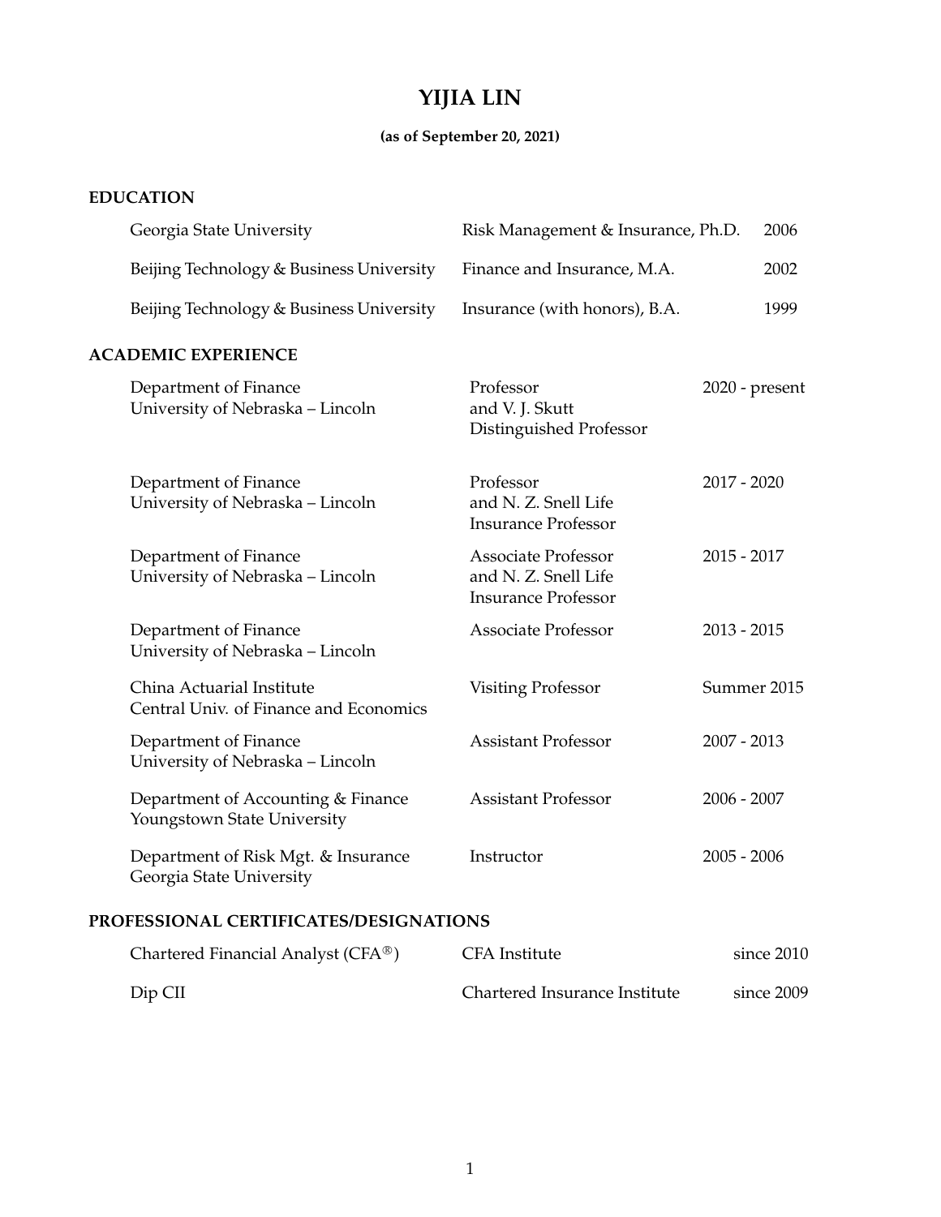# YIJIA LIN

**(as of September 20, 2021)**

## EDUCATION

| | | |
|---|---|---|
| Georgia State University | Risk Management & Insurance, Ph.D. | 2006 |
| Beijing Technology & Business University | Finance and Insurance, M.A. | 2002 |
| Beijing Technology & Business University | Insurance (with honors), B.A. | 1999 |

## ACADEMIC EXPERIENCE

| | | |
|---|---|---|
| Department of Finance<br>University of Nebraska – Lincoln | Professor<br>and V. J. Skutt<br>Distinguished Professor | 2020 - present |
| Department of Finance<br>University of Nebraska – Lincoln | Professor<br>and N. Z. Snell Life<br>Insurance Professor | 2017 - 2020 |
| Department of Finance<br>University of Nebraska – Lincoln | Associate Professor<br>and N. Z. Snell Life<br>Insurance Professor | 2015 - 2017 |
| Department of Finance<br>University of Nebraska – Lincoln | Associate Professor | 2013 - 2015 |
| China Actuarial Institute<br>Central Univ. of Finance and Economics | Visiting Professor | Summer 2015 |
| Department of Finance<br>University of Nebraska – Lincoln | Assistant Professor | 2007 - 2013 |
| Department of Accounting & Finance<br>Youngstown State University | Assistant Professor | 2006 - 2007 |
| Department of Risk Mgt. & Insurance<br>Georgia State University | Instructor | 2005 - 2006 |

## PROFESSIONAL CERTIFICATES/DESIGNATIONS

| | | |
|---|---|---|
| Chartered Financial Analyst (CFA®) | CFA Institute | since 2010 |
| Dip CII | Chartered Insurance Institute | since 2009 |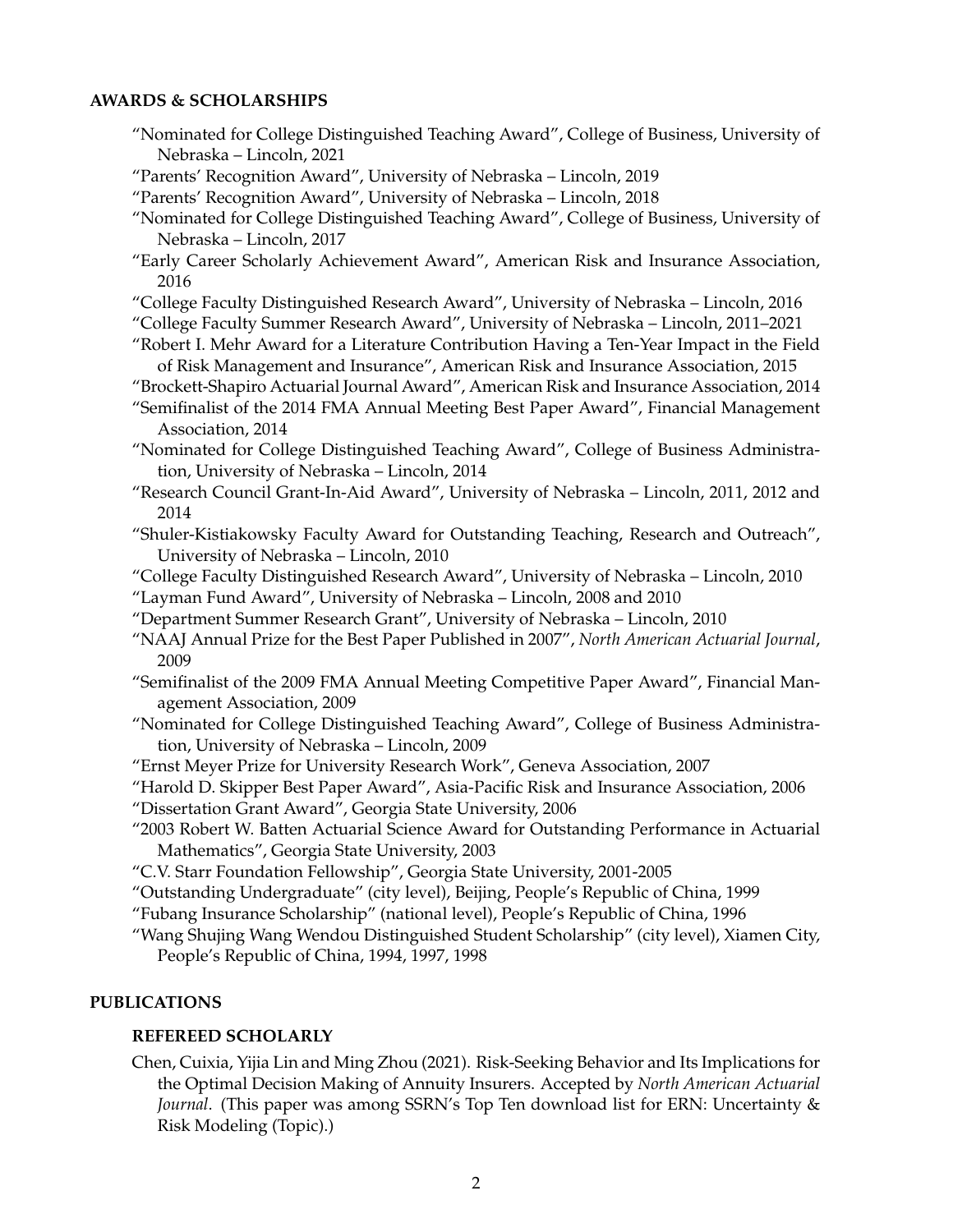## AWARDS & SCHOLARSHIPS

- "Nominated for College Distinguished Teaching Award", College of Business, University of Nebraska – Lincoln, 2021
- "Parents' Recognition Award", University of Nebraska – Lincoln, 2019
- "Parents' Recognition Award", University of Nebraska – Lincoln, 2018
- "Nominated for College Distinguished Teaching Award", College of Business, University of Nebraska – Lincoln, 2017
- "Early Career Scholarly Achievement Award", American Risk and Insurance Association, 2016
- "College Faculty Distinguished Research Award", University of Nebraska – Lincoln, 2016
- "College Faculty Summer Research Award", University of Nebraska – Lincoln, 2011–2021
- "Robert I. Mehr Award for a Literature Contribution Having a Ten-Year Impact in the Field of Risk Management and Insurance", American Risk and Insurance Association, 2015
- "Brockett-Shapiro Actuarial Journal Award", American Risk and Insurance Association, 2014
- "Semifinalist of the 2014 FMA Annual Meeting Best Paper Award", Financial Management Association, 2014
- "Nominated for College Distinguished Teaching Award", College of Business Administration, University of Nebraska – Lincoln, 2014
- "Research Council Grant-In-Aid Award", University of Nebraska – Lincoln, 2011, 2012 and 2014
- "Shuler-Kistiakowsky Faculty Award for Outstanding Teaching, Research and Outreach", University of Nebraska – Lincoln, 2010
- "College Faculty Distinguished Research Award", University of Nebraska – Lincoln, 2010
- "Layman Fund Award", University of Nebraska – Lincoln, 2008 and 2010
- "Department Summer Research Grant", University of Nebraska – Lincoln, 2010
- "NAAJ Annual Prize for the Best Paper Published in 2007", *North American Actuarial Journal*, 2009
- "Semifinalist of the 2009 FMA Annual Meeting Competitive Paper Award", Financial Management Association, 2009
- "Nominated for College Distinguished Teaching Award", College of Business Administration, University of Nebraska – Lincoln, 2009
- "Ernst Meyer Prize for University Research Work", Geneva Association, 2007
- "Harold D. Skipper Best Paper Award", Asia-Pacific Risk and Insurance Association, 2006
- "Dissertation Grant Award", Georgia State University, 2006
- "2003 Robert W. Batten Actuarial Science Award for Outstanding Performance in Actuarial Mathematics", Georgia State University, 2003
- "C.V. Starr Foundation Fellowship", Georgia State University, 2001-2005
- "Outstanding Undergraduate" (city level), Beijing, People's Republic of China, 1999
- "Fubang Insurance Scholarship" (national level), People's Republic of China, 1996
- "Wang Shujing Wang Wendou Distinguished Student Scholarship" (city level), Xiamen City, People's Republic of China, 1994, 1997, 1998

## PUBLICATIONS

### REFEREED SCHOLARLY

Chen, Cuixia, Yijia Lin and Ming Zhou (2021). Risk-Seeking Behavior and Its Implications for the Optimal Decision Making of Annuity Insurers. Accepted by *North American Actuarial Journal*. (This paper was among SSRN's Top Ten download list for ERN: Uncertainty & Risk Modeling (Topic).)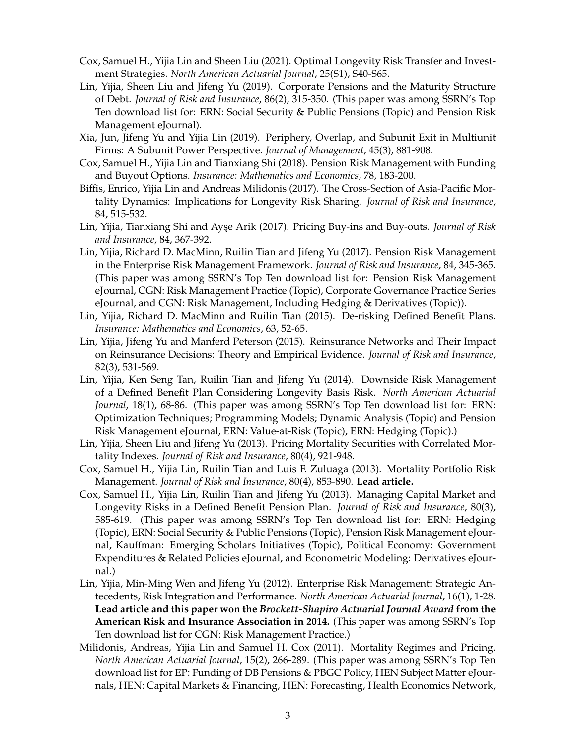Cox, Samuel H., Yijia Lin and Sheen Liu (2021). Optimal Longevity Risk Transfer and Investment Strategies. *North American Actuarial Journal*, 25(S1), S40-S65.

Lin, Yijia, Sheen Liu and Jifeng Yu (2019). Corporate Pensions and the Maturity Structure of Debt. *Journal of Risk and Insurance*, 86(2), 315-350. (This paper was among SSRN's Top Ten download list for: ERN: Social Security & Public Pensions (Topic) and Pension Risk Management eJournal).

Xia, Jun, Jifeng Yu and Yijia Lin (2019). Periphery, Overlap, and Subunit Exit in Multiunit Firms: A Subunit Power Perspective. *Journal of Management*, 45(3), 881-908.

Cox, Samuel H., Yijia Lin and Tianxiang Shi (2018). Pension Risk Management with Funding and Buyout Options. *Insurance: Mathematics and Economics*, 78, 183-200.

Biffis, Enrico, Yijia Lin and Andreas Milidonis (2017). The Cross-Section of Asia-Pacific Mortality Dynamics: Implications for Longevity Risk Sharing. *Journal of Risk and Insurance*, 84, 515-532.

Lin, Yijia, Tianxiang Shi and Ayşe Arik (2017). Pricing Buy-ins and Buy-outs. *Journal of Risk and Insurance*, 84, 367-392.

Lin, Yijia, Richard D. MacMinn, Ruilin Tian and Jifeng Yu (2017). Pension Risk Management in the Enterprise Risk Management Framework. *Journal of Risk and Insurance*, 84, 345-365. (This paper was among SSRN's Top Ten download list for: Pension Risk Management eJournal, CGN: Risk Management Practice (Topic), Corporate Governance Practice Series eJournal, and CGN: Risk Management, Including Hedging & Derivatives (Topic)).

Lin, Yijia, Richard D. MacMinn and Ruilin Tian (2015). De-risking Defined Benefit Plans. *Insurance: Mathematics and Economics*, 63, 52-65.

Lin, Yijia, Jifeng Yu and Manferd Peterson (2015). Reinsurance Networks and Their Impact on Reinsurance Decisions: Theory and Empirical Evidence. *Journal of Risk and Insurance*, 82(3), 531-569.

Lin, Yijia, Ken Seng Tan, Ruilin Tian and Jifeng Yu (2014). Downside Risk Management of a Defined Benefit Plan Considering Longevity Basis Risk. *North American Actuarial Journal*, 18(1), 68-86. (This paper was among SSRN's Top Ten download list for: ERN: Optimization Techniques; Programming Models; Dynamic Analysis (Topic) and Pension Risk Management eJournal, ERN: Value-at-Risk (Topic), ERN: Hedging (Topic).)

Lin, Yijia, Sheen Liu and Jifeng Yu (2013). Pricing Mortality Securities with Correlated Mortality Indexes. *Journal of Risk and Insurance*, 80(4), 921-948.

Cox, Samuel H., Yijia Lin, Ruilin Tian and Luis F. Zuluaga (2013). Mortality Portfolio Risk Management. *Journal of Risk and Insurance*, 80(4), 853-890. **Lead article.**

Cox, Samuel H., Yijia Lin, Ruilin Tian and Jifeng Yu (2013). Managing Capital Market and Longevity Risks in a Defined Benefit Pension Plan. *Journal of Risk and Insurance*, 80(3), 585-619. (This paper was among SSRN's Top Ten download list for: ERN: Hedging (Topic), ERN: Social Security & Public Pensions (Topic), Pension Risk Management eJournal, Kauffman: Emerging Scholars Initiatives (Topic), Political Economy: Government Expenditures & Related Policies eJournal, and Econometric Modeling: Derivatives eJournal.)

Lin, Yijia, Min-Ming Wen and Jifeng Yu (2012). Enterprise Risk Management: Strategic Antecedents, Risk Integration and Performance. *North American Actuarial Journal*, 16(1), 1-28. **Lead article and this paper won the *Brockett-Shapiro Actuarial Journal Award* from the American Risk and Insurance Association in 2014.** (This paper was among SSRN's Top Ten download list for CGN: Risk Management Practice.)

Milidonis, Andreas, Yijia Lin and Samuel H. Cox (2011). Mortality Regimes and Pricing. *North American Actuarial Journal*, 15(2), 266-289. (This paper was among SSRN's Top Ten download list for EP: Funding of DB Pensions & PBGC Policy, HEN Subject Matter eJournals, HEN: Capital Markets & Financing, HEN: Forecasting, Health Economics Network,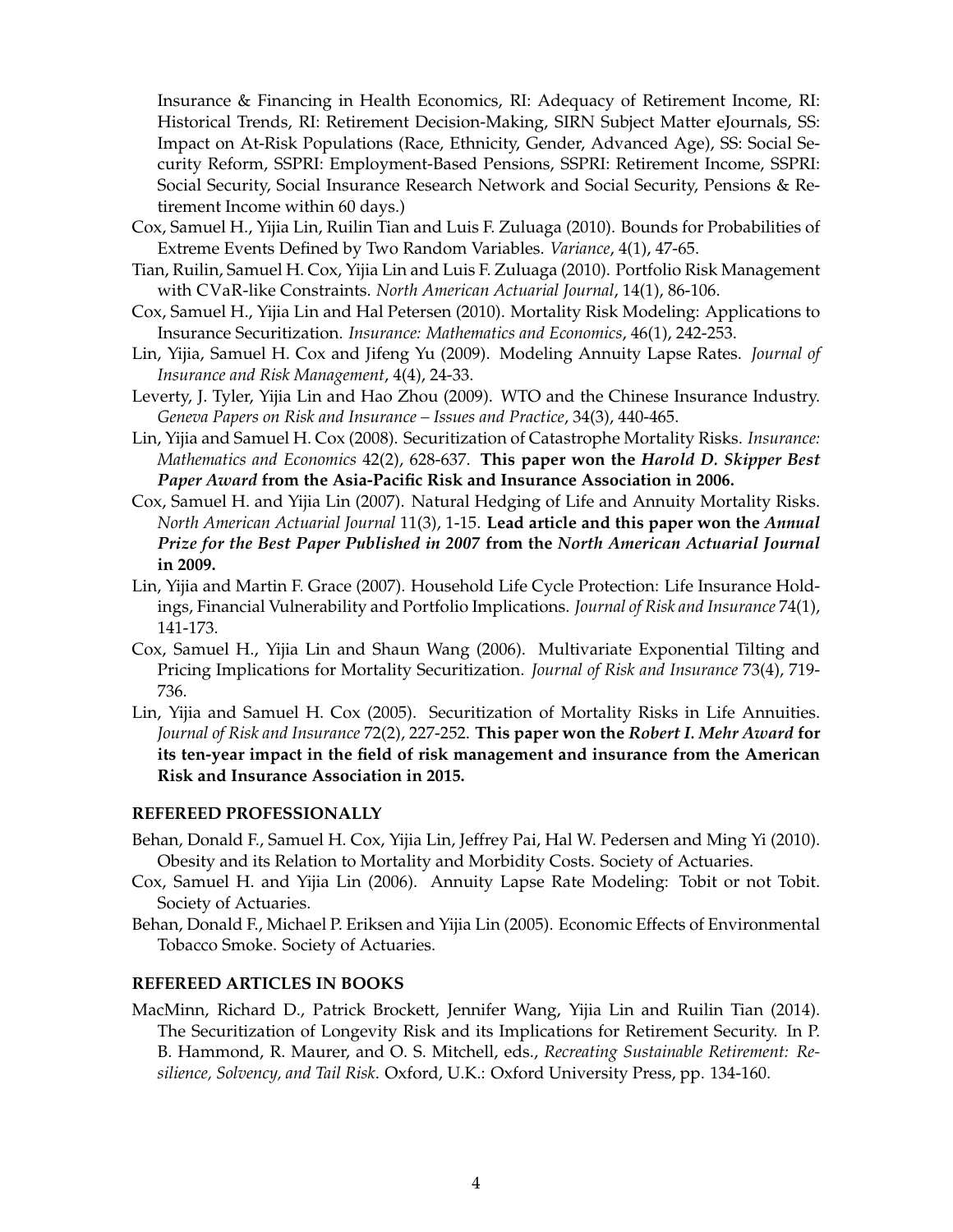Insurance & Financing in Health Economics, RI: Adequacy of Retirement Income, RI: Historical Trends, RI: Retirement Decision-Making, SIRN Subject Matter eJournals, SS: Impact on At-Risk Populations (Race, Ethnicity, Gender, Advanced Age), SS: Social Security Reform, SSPRI: Employment-Based Pensions, SSPRI: Retirement Income, SSPRI: Social Security, Social Insurance Research Network and Social Security, Pensions & Retirement Income within 60 days.)

Cox, Samuel H., Yijia Lin, Ruilin Tian and Luis F. Zuluaga (2010). Bounds for Probabilities of Extreme Events Defined by Two Random Variables. *Variance*, 4(1), 47-65.

Tian, Ruilin, Samuel H. Cox, Yijia Lin and Luis F. Zuluaga (2010). Portfolio Risk Management with CVaR-like Constraints. *North American Actuarial Journal*, 14(1), 86-106.

Cox, Samuel H., Yijia Lin and Hal Petersen (2010). Mortality Risk Modeling: Applications to Insurance Securitization. *Insurance: Mathematics and Economics*, 46(1), 242-253.

Lin, Yijia, Samuel H. Cox and Jifeng Yu (2009). Modeling Annuity Lapse Rates. *Journal of Insurance and Risk Management*, 4(4), 24-33.

Leverty, J. Tyler, Yijia Lin and Hao Zhou (2009). WTO and the Chinese Insurance Industry. *Geneva Papers on Risk and Insurance – Issues and Practice*, 34(3), 440-465.

Lin, Yijia and Samuel H. Cox (2008). Securitization of Catastrophe Mortality Risks. *Insurance: Mathematics and Economics* 42(2), 628-637. **This paper won the *Harold D. Skipper Best Paper Award* from the Asia-Pacific Risk and Insurance Association in 2006.**

Cox, Samuel H. and Yijia Lin (2007). Natural Hedging of Life and Annuity Mortality Risks. *North American Actuarial Journal* 11(3), 1-15. **Lead article and this paper won the *Annual Prize for the Best Paper Published in 2007* from the *North American Actuarial Journal* in 2009.**

Lin, Yijia and Martin F. Grace (2007). Household Life Cycle Protection: Life Insurance Holdings, Financial Vulnerability and Portfolio Implications. *Journal of Risk and Insurance* 74(1), 141-173.

Cox, Samuel H., Yijia Lin and Shaun Wang (2006). Multivariate Exponential Tilting and Pricing Implications for Mortality Securitization. *Journal of Risk and Insurance* 73(4), 719-736.

Lin, Yijia and Samuel H. Cox (2005). Securitization of Mortality Risks in Life Annuities. *Journal of Risk and Insurance* 72(2), 227-252. **This paper won the *Robert I. Mehr Award* for its ten-year impact in the field of risk management and insurance from the American Risk and Insurance Association in 2015.**

### REFEREED PROFESSIONALLY

Behan, Donald F., Samuel H. Cox, Yijia Lin, Jeffrey Pai, Hal W. Pedersen and Ming Yi (2010). Obesity and its Relation to Mortality and Morbidity Costs. Society of Actuaries.

Cox, Samuel H. and Yijia Lin (2006). Annuity Lapse Rate Modeling: Tobit or not Tobit. Society of Actuaries.

Behan, Donald F., Michael P. Eriksen and Yijia Lin (2005). Economic Effects of Environmental Tobacco Smoke. Society of Actuaries.

### REFEREED ARTICLES IN BOOKS

MacMinn, Richard D., Patrick Brockett, Jennifer Wang, Yijia Lin and Ruilin Tian (2014). The Securitization of Longevity Risk and its Implications for Retirement Security. In P. B. Hammond, R. Maurer, and O. S. Mitchell, eds., *Recreating Sustainable Retirement: Resilience, Solvency, and Tail Risk*. Oxford, U.K.: Oxford University Press, pp. 134-160.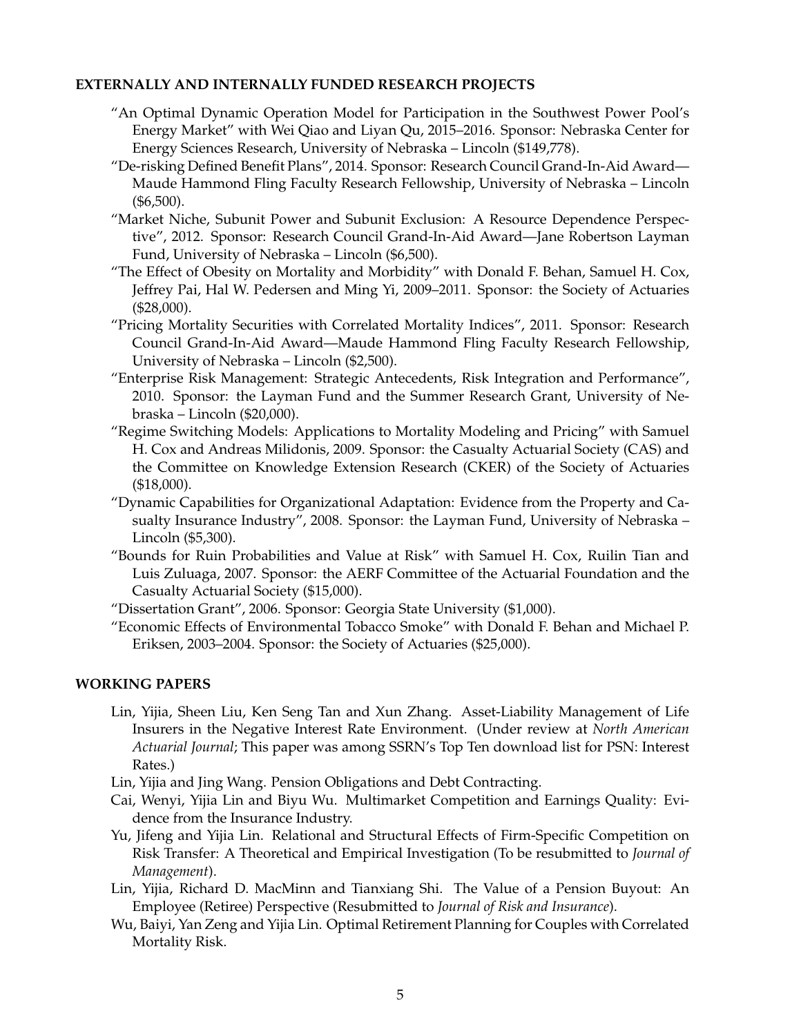## EXTERNALLY AND INTERNALLY FUNDED RESEARCH PROJECTS

"An Optimal Dynamic Operation Model for Participation in the Southwest Power Pool's Energy Market" with Wei Qiao and Liyan Qu, 2015–2016. Sponsor: Nebraska Center for Energy Sciences Research, University of Nebraska – Lincoln ($149,778).

"De-risking Defined Benefit Plans", 2014. Sponsor: Research Council Grand-In-Aid Award—Maude Hammond Fling Faculty Research Fellowship, University of Nebraska – Lincoln ($6,500).

"Market Niche, Subunit Power and Subunit Exclusion: A Resource Dependence Perspective", 2012. Sponsor: Research Council Grand-In-Aid Award—Jane Robertson Layman Fund, University of Nebraska – Lincoln ($6,500).

"The Effect of Obesity on Mortality and Morbidity" with Donald F. Behan, Samuel H. Cox, Jeffrey Pai, Hal W. Pedersen and Ming Yi, 2009–2011. Sponsor: the Society of Actuaries ($28,000).

"Pricing Mortality Securities with Correlated Mortality Indices", 2011. Sponsor: Research Council Grand-In-Aid Award—Maude Hammond Fling Faculty Research Fellowship, University of Nebraska – Lincoln ($2,500).

"Enterprise Risk Management: Strategic Antecedents, Risk Integration and Performance", 2010. Sponsor: the Layman Fund and the Summer Research Grant, University of Nebraska – Lincoln ($20,000).

"Regime Switching Models: Applications to Mortality Modeling and Pricing" with Samuel H. Cox and Andreas Milidonis, 2009. Sponsor: the Casualty Actuarial Society (CAS) and the Committee on Knowledge Extension Research (CKER) of the Society of Actuaries ($18,000).

"Dynamic Capabilities for Organizational Adaptation: Evidence from the Property and Casualty Insurance Industry", 2008. Sponsor: the Layman Fund, University of Nebraska – Lincoln ($5,300).

"Bounds for Ruin Probabilities and Value at Risk" with Samuel H. Cox, Ruilin Tian and Luis Zuluaga, 2007. Sponsor: the AERF Committee of the Actuarial Foundation and the Casualty Actuarial Society ($15,000).

"Dissertation Grant", 2006. Sponsor: Georgia State University ($1,000).

"Economic Effects of Environmental Tobacco Smoke" with Donald F. Behan and Michael P. Eriksen, 2003–2004. Sponsor: the Society of Actuaries ($25,000).

## WORKING PAPERS

Lin, Yijia, Sheen Liu, Ken Seng Tan and Xun Zhang. Asset-Liability Management of Life Insurers in the Negative Interest Rate Environment. (Under review at *North American Actuarial Journal*; This paper was among SSRN's Top Ten download list for PSN: Interest Rates.)

Lin, Yijia and Jing Wang. Pension Obligations and Debt Contracting.

Cai, Wenyi, Yijia Lin and Biyu Wu. Multimarket Competition and Earnings Quality: Evidence from the Insurance Industry.

Yu, Jifeng and Yijia Lin. Relational and Structural Effects of Firm-Specific Competition on Risk Transfer: A Theoretical and Empirical Investigation (To be resubmitted to *Journal of Management*).

Lin, Yijia, Richard D. MacMinn and Tianxiang Shi. The Value of a Pension Buyout: An Employee (Retiree) Perspective (Resubmitted to *Journal of Risk and Insurance*).

Wu, Baiyi, Yan Zeng and Yijia Lin. Optimal Retirement Planning for Couples with Correlated Mortality Risk.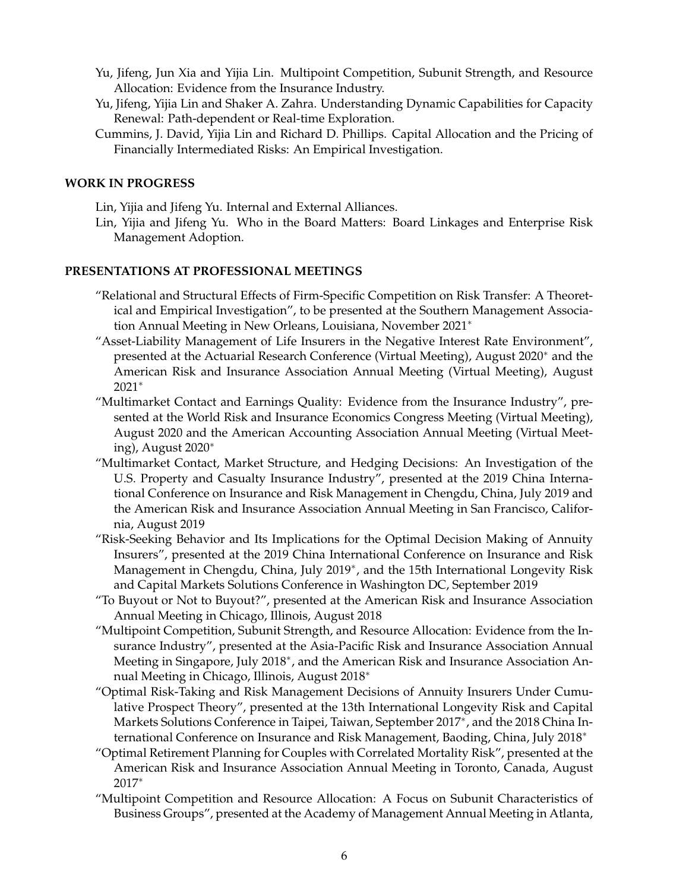Yu, Jifeng, Jun Xia and Yijia Lin. Multipoint Competition, Subunit Strength, and Resource Allocation: Evidence from the Insurance Industry.

Yu, Jifeng, Yijia Lin and Shaker A. Zahra. Understanding Dynamic Capabilities for Capacity Renewal: Path-dependent or Real-time Exploration.

Cummins, J. David, Yijia Lin and Richard D. Phillips. Capital Allocation and the Pricing of Financially Intermediated Risks: An Empirical Investigation.

**WORK IN PROGRESS**

Lin, Yijia and Jifeng Yu. Internal and External Alliances.

Lin, Yijia and Jifeng Yu. Who in the Board Matters: Board Linkages and Enterprise Risk Management Adoption.

**PRESENTATIONS AT PROFESSIONAL MEETINGS**

"Relational and Structural Effects of Firm-Specific Competition on Risk Transfer: A Theoretical and Empirical Investigation", to be presented at the Southern Management Association Annual Meeting in New Orleans, Louisiana, November 2021*

"Asset-Liability Management of Life Insurers in the Negative Interest Rate Environment", presented at the Actuarial Research Conference (Virtual Meeting), August 2020* and the American Risk and Insurance Association Annual Meeting (Virtual Meeting), August 2021*

"Multimarket Contact and Earnings Quality: Evidence from the Insurance Industry", presented at the World Risk and Insurance Economics Congress Meeting (Virtual Meeting), August 2020 and the American Accounting Association Annual Meeting (Virtual Meeting), August 2020*

"Multimarket Contact, Market Structure, and Hedging Decisions: An Investigation of the U.S. Property and Casualty Insurance Industry", presented at the 2019 China International Conference on Insurance and Risk Management in Chengdu, China, July 2019 and the American Risk and Insurance Association Annual Meeting in San Francisco, California, August 2019

"Risk-Seeking Behavior and Its Implications for the Optimal Decision Making of Annuity Insurers", presented at the 2019 China International Conference on Insurance and Risk Management in Chengdu, China, July 2019*, and the 15th International Longevity Risk and Capital Markets Solutions Conference in Washington DC, September 2019

"To Buyout or Not to Buyout?", presented at the American Risk and Insurance Association Annual Meeting in Chicago, Illinois, August 2018

"Multipoint Competition, Subunit Strength, and Resource Allocation: Evidence from the Insurance Industry", presented at the Asia-Pacific Risk and Insurance Association Annual Meeting in Singapore, July 2018*, and the American Risk and Insurance Association Annual Meeting in Chicago, Illinois, August 2018*

"Optimal Risk-Taking and Risk Management Decisions of Annuity Insurers Under Cumulative Prospect Theory", presented at the 13th International Longevity Risk and Capital Markets Solutions Conference in Taipei, Taiwan, September 2017*, and the 2018 China International Conference on Insurance and Risk Management, Baoding, China, July 2018*

"Optimal Retirement Planning for Couples with Correlated Mortality Risk", presented at the American Risk and Insurance Association Annual Meeting in Toronto, Canada, August 2017*

"Multipoint Competition and Resource Allocation: A Focus on Subunit Characteristics of Business Groups", presented at the Academy of Management Annual Meeting in Atlanta,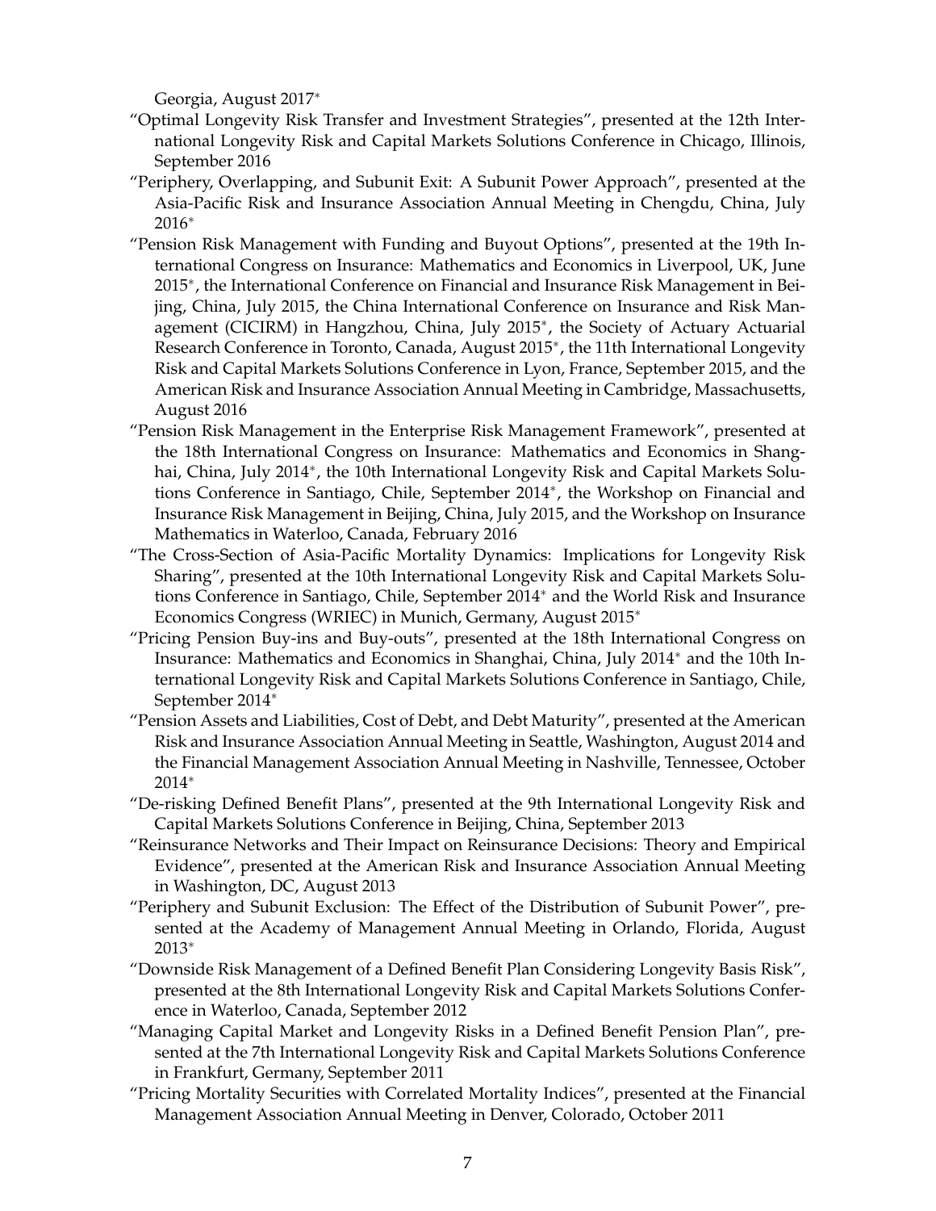Georgia, August 2017*

"Optimal Longevity Risk Transfer and Investment Strategies", presented at the 12th International Longevity Risk and Capital Markets Solutions Conference in Chicago, Illinois, September 2016

"Periphery, Overlapping, and Subunit Exit: A Subunit Power Approach", presented at the Asia-Pacific Risk and Insurance Association Annual Meeting in Chengdu, China, July 2016*

"Pension Risk Management with Funding and Buyout Options", presented at the 19th International Congress on Insurance: Mathematics and Economics in Liverpool, UK, June 2015*, the International Conference on Financial and Insurance Risk Management in Beijing, China, July 2015, the China International Conference on Insurance and Risk Management (CICIRM) in Hangzhou, China, July 2015*, the Society of Actuary Actuarial Research Conference in Toronto, Canada, August 2015*, the 11th International Longevity Risk and Capital Markets Solutions Conference in Lyon, France, September 2015, and the American Risk and Insurance Association Annual Meeting in Cambridge, Massachusetts, August 2016

"Pension Risk Management in the Enterprise Risk Management Framework", presented at the 18th International Congress on Insurance: Mathematics and Economics in Shanghai, China, July 2014*, the 10th International Longevity Risk and Capital Markets Solutions Conference in Santiago, Chile, September 2014*, the Workshop on Financial and Insurance Risk Management in Beijing, China, July 2015, and the Workshop on Insurance Mathematics in Waterloo, Canada, February 2016

"The Cross-Section of Asia-Pacific Mortality Dynamics: Implications for Longevity Risk Sharing", presented at the 10th International Longevity Risk and Capital Markets Solutions Conference in Santiago, Chile, September 2014* and the World Risk and Insurance Economics Congress (WRIEC) in Munich, Germany, August 2015*

"Pricing Pension Buy-ins and Buy-outs", presented at the 18th International Congress on Insurance: Mathematics and Economics in Shanghai, China, July 2014* and the 10th International Longevity Risk and Capital Markets Solutions Conference in Santiago, Chile, September 2014*

"Pension Assets and Liabilities, Cost of Debt, and Debt Maturity", presented at the American Risk and Insurance Association Annual Meeting in Seattle, Washington, August 2014 and the Financial Management Association Annual Meeting in Nashville, Tennessee, October 2014*

"De-risking Defined Benefit Plans", presented at the 9th International Longevity Risk and Capital Markets Solutions Conference in Beijing, China, September 2013

"Reinsurance Networks and Their Impact on Reinsurance Decisions: Theory and Empirical Evidence", presented at the American Risk and Insurance Association Annual Meeting in Washington, DC, August 2013

"Periphery and Subunit Exclusion: The Effect of the Distribution of Subunit Power", presented at the Academy of Management Annual Meeting in Orlando, Florida, August 2013*

"Downside Risk Management of a Defined Benefit Plan Considering Longevity Basis Risk", presented at the 8th International Longevity Risk and Capital Markets Solutions Conference in Waterloo, Canada, September 2012

"Managing Capital Market and Longevity Risks in a Defined Benefit Pension Plan", presented at the 7th International Longevity Risk and Capital Markets Solutions Conference in Frankfurt, Germany, September 2011

"Pricing Mortality Securities with Correlated Mortality Indices", presented at the Financial Management Association Annual Meeting in Denver, Colorado, October 2011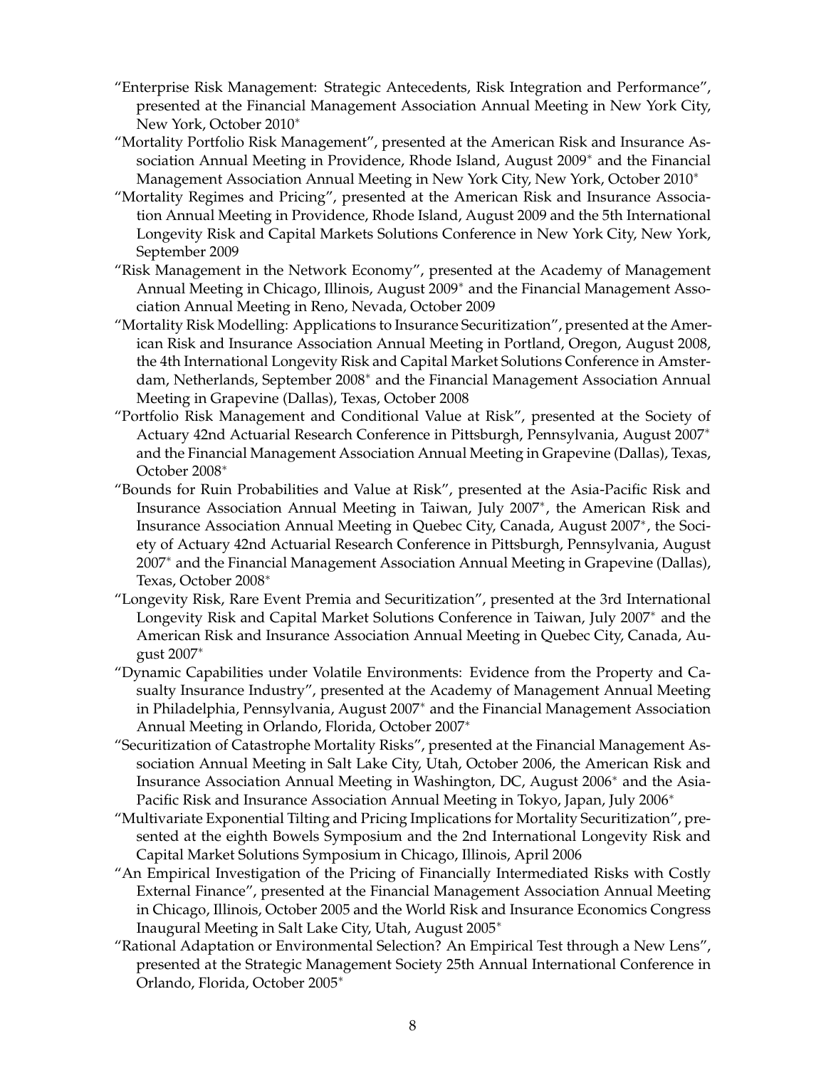"Enterprise Risk Management: Strategic Antecedents, Risk Integration and Performance", presented at the Financial Management Association Annual Meeting in New York City, New York, October 2010*

"Mortality Portfolio Risk Management", presented at the American Risk and Insurance Association Annual Meeting in Providence, Rhode Island, August 2009* and the Financial Management Association Annual Meeting in New York City, New York, October 2010*

"Mortality Regimes and Pricing", presented at the American Risk and Insurance Association Annual Meeting in Providence, Rhode Island, August 2009 and the 5th International Longevity Risk and Capital Markets Solutions Conference in New York City, New York, September 2009

"Risk Management in the Network Economy", presented at the Academy of Management Annual Meeting in Chicago, Illinois, August 2009* and the Financial Management Association Annual Meeting in Reno, Nevada, October 2009

"Mortality Risk Modelling: Applications to Insurance Securitization", presented at the American Risk and Insurance Association Annual Meeting in Portland, Oregon, August 2008, the 4th International Longevity Risk and Capital Market Solutions Conference in Amsterdam, Netherlands, September 2008* and the Financial Management Association Annual Meeting in Grapevine (Dallas), Texas, October 2008

"Portfolio Risk Management and Conditional Value at Risk", presented at the Society of Actuary 42nd Actuarial Research Conference in Pittsburgh, Pennsylvania, August 2007* and the Financial Management Association Annual Meeting in Grapevine (Dallas), Texas, October 2008*

"Bounds for Ruin Probabilities and Value at Risk", presented at the Asia-Pacific Risk and Insurance Association Annual Meeting in Taiwan, July 2007*, the American Risk and Insurance Association Annual Meeting in Quebec City, Canada, August 2007*, the Society of Actuary 42nd Actuarial Research Conference in Pittsburgh, Pennsylvania, August 2007* and the Financial Management Association Annual Meeting in Grapevine (Dallas), Texas, October 2008*

"Longevity Risk, Rare Event Premia and Securitization", presented at the 3rd International Longevity Risk and Capital Market Solutions Conference in Taiwan, July 2007* and the American Risk and Insurance Association Annual Meeting in Quebec City, Canada, August 2007*

"Dynamic Capabilities under Volatile Environments: Evidence from the Property and Casualty Insurance Industry", presented at the Academy of Management Annual Meeting in Philadelphia, Pennsylvania, August 2007* and the Financial Management Association Annual Meeting in Orlando, Florida, October 2007*

"Securitization of Catastrophe Mortality Risks", presented at the Financial Management Association Annual Meeting in Salt Lake City, Utah, October 2006, the American Risk and Insurance Association Annual Meeting in Washington, DC, August 2006* and the Asia-Pacific Risk and Insurance Association Annual Meeting in Tokyo, Japan, July 2006*

"Multivariate Exponential Tilting and Pricing Implications for Mortality Securitization", presented at the eighth Bowels Symposium and the 2nd International Longevity Risk and Capital Market Solutions Symposium in Chicago, Illinois, April 2006

"An Empirical Investigation of the Pricing of Financially Intermediated Risks with Costly External Finance", presented at the Financial Management Association Annual Meeting in Chicago, Illinois, October 2005 and the World Risk and Insurance Economics Congress Inaugural Meeting in Salt Lake City, Utah, August 2005*

"Rational Adaptation or Environmental Selection? An Empirical Test through a New Lens", presented at the Strategic Management Society 25th Annual International Conference in Orlando, Florida, October 2005*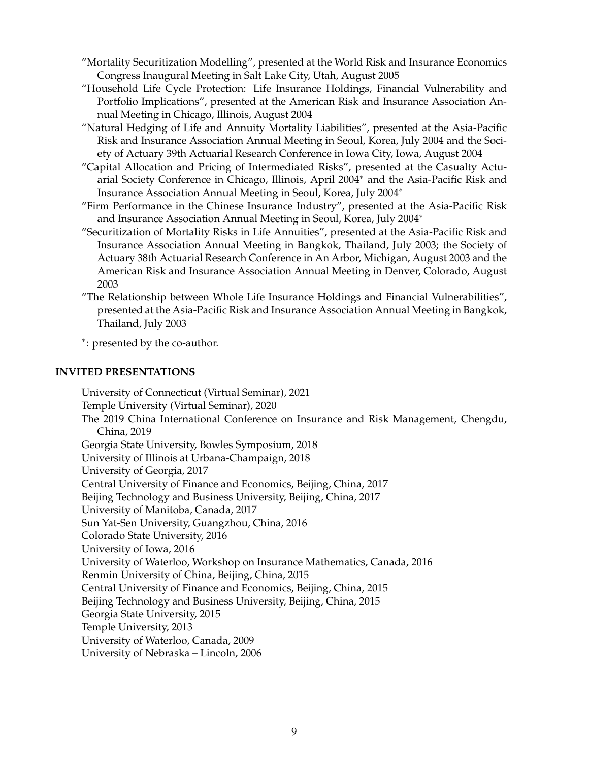"Mortality Securitization Modelling", presented at the World Risk and Insurance Economics Congress Inaugural Meeting in Salt Lake City, Utah, August 2005

"Household Life Cycle Protection: Life Insurance Holdings, Financial Vulnerability and Portfolio Implications", presented at the American Risk and Insurance Association Annual Meeting in Chicago, Illinois, August 2004

"Natural Hedging of Life and Annuity Mortality Liabilities", presented at the Asia-Pacific Risk and Insurance Association Annual Meeting in Seoul, Korea, July 2004 and the Society of Actuary 39th Actuarial Research Conference in Iowa City, Iowa, August 2004

"Capital Allocation and Pricing of Intermediated Risks", presented at the Casualty Actuarial Society Conference in Chicago, Illinois, April 2004* and the Asia-Pacific Risk and Insurance Association Annual Meeting in Seoul, Korea, July 2004*

"Firm Performance in the Chinese Insurance Industry", presented at the Asia-Pacific Risk and Insurance Association Annual Meeting in Seoul, Korea, July 2004*

"Securitization of Mortality Risks in Life Annuities", presented at the Asia-Pacific Risk and Insurance Association Annual Meeting in Bangkok, Thailand, July 2003; the Society of Actuary 38th Actuarial Research Conference in An Arbor, Michigan, August 2003 and the American Risk and Insurance Association Annual Meeting in Denver, Colorado, August 2003

"The Relationship between Whole Life Insurance Holdings and Financial Vulnerabilities", presented at the Asia-Pacific Risk and Insurance Association Annual Meeting in Bangkok, Thailand, July 2003

*: presented by the co-author.

**INVITED PRESENTATIONS**

University of Connecticut (Virtual Seminar), 2021
Temple University (Virtual Seminar), 2020
The 2019 China International Conference on Insurance and Risk Management, Chengdu, China, 2019
Georgia State University, Bowles Symposium, 2018
University of Illinois at Urbana-Champaign, 2018
University of Georgia, 2017
Central University of Finance and Economics, Beijing, China, 2017
Beijing Technology and Business University, Beijing, China, 2017
University of Manitoba, Canada, 2017
Sun Yat-Sen University, Guangzhou, China, 2016
Colorado State University, 2016
University of Iowa, 2016
University of Waterloo, Workshop on Insurance Mathematics, Canada, 2016
Renmin University of China, Beijing, China, 2015
Central University of Finance and Economics, Beijing, China, 2015
Beijing Technology and Business University, Beijing, China, 2015
Georgia State University, 2015
Temple University, 2013
University of Waterloo, Canada, 2009
University of Nebraska – Lincoln, 2006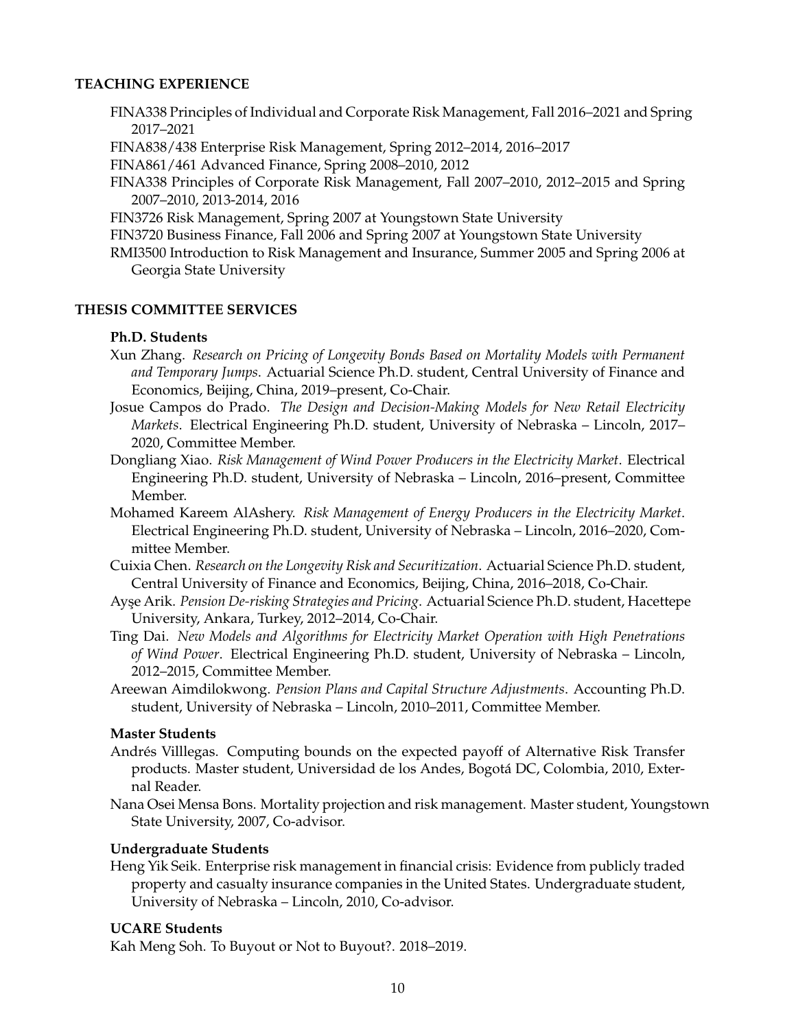## TEACHING EXPERIENCE

FINA338 Principles of Individual and Corporate Risk Management, Fall 2016–2021 and Spring 2017–2021

FINA838/438 Enterprise Risk Management, Spring 2012–2014, 2016–2017

FINA861/461 Advanced Finance, Spring 2008–2010, 2012

FINA338 Principles of Corporate Risk Management, Fall 2007–2010, 2012–2015 and Spring 2007–2010, 2013-2014, 2016

FIN3726 Risk Management, Spring 2007 at Youngstown State University

FIN3720 Business Finance, Fall 2006 and Spring 2007 at Youngstown State University

RMI3500 Introduction to Risk Management and Insurance, Summer 2005 and Spring 2006 at Georgia State University

## THESIS COMMITTEE SERVICES

### Ph.D. Students

Xun Zhang. *Research on Pricing of Longevity Bonds Based on Mortality Models with Permanent and Temporary Jumps*. Actuarial Science Ph.D. student, Central University of Finance and Economics, Beijing, China, 2019–present, Co-Chair.

Josue Campos do Prado. *The Design and Decision-Making Models for New Retail Electricity Markets*. Electrical Engineering Ph.D. student, University of Nebraska – Lincoln, 2017–2020, Committee Member.

Dongliang Xiao. *Risk Management of Wind Power Producers in the Electricity Market*. Electrical Engineering Ph.D. student, University of Nebraska – Lincoln, 2016–present, Committee Member.

Mohamed Kareem AlAshery. *Risk Management of Energy Producers in the Electricity Market*. Electrical Engineering Ph.D. student, University of Nebraska – Lincoln, 2016–2020, Committee Member.

Cuixia Chen. *Research on the Longevity Risk and Securitization*. Actuarial Science Ph.D. student, Central University of Finance and Economics, Beijing, China, 2016–2018, Co-Chair.

Ayşe Arik. *Pension De-risking Strategies and Pricing*. Actuarial Science Ph.D. student, Hacettepe University, Ankara, Turkey, 2012–2014, Co-Chair.

Ting Dai. *New Models and Algorithms for Electricity Market Operation with High Penetrations of Wind Power*. Electrical Engineering Ph.D. student, University of Nebraska – Lincoln, 2012–2015, Committee Member.

Areewan Aimdilokwong. *Pension Plans and Capital Structure Adjustments*. Accounting Ph.D. student, University of Nebraska – Lincoln, 2010–2011, Committee Member.

### Master Students

Andrés Villlegas. Computing bounds on the expected payoff of Alternative Risk Transfer products. Master student, Universidad de los Andes, Bogotá DC, Colombia, 2010, External Reader.

Nana Osei Mensa Bons. Mortality projection and risk management. Master student, Youngstown State University, 2007, Co-advisor.

### Undergraduate Students

Heng Yik Seik. Enterprise risk management in financial crisis: Evidence from publicly traded property and casualty insurance companies in the United States. Undergraduate student, University of Nebraska – Lincoln, 2010, Co-advisor.

### UCARE Students

Kah Meng Soh. To Buyout or Not to Buyout?. 2018–2019.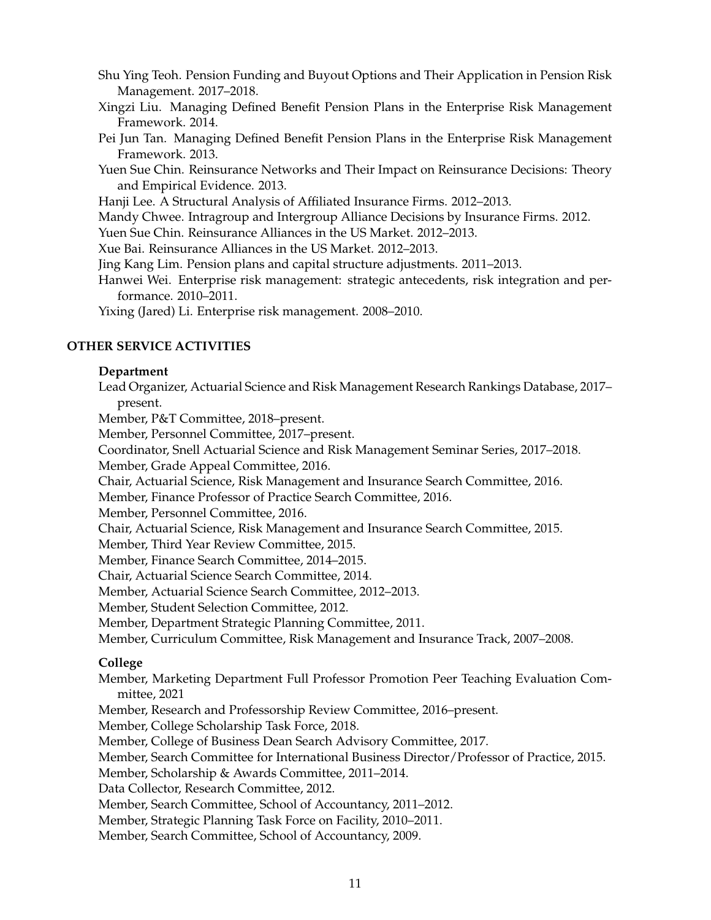Shu Ying Teoh. Pension Funding and Buyout Options and Their Application in Pension Risk Management. 2017–2018.

Xingzi Liu. Managing Defined Benefit Pension Plans in the Enterprise Risk Management Framework. 2014.

Pei Jun Tan. Managing Defined Benefit Pension Plans in the Enterprise Risk Management Framework. 2013.

Yuen Sue Chin. Reinsurance Networks and Their Impact on Reinsurance Decisions: Theory and Empirical Evidence. 2013.

Hanji Lee. A Structural Analysis of Affiliated Insurance Firms. 2012–2013.

Mandy Chwee. Intragroup and Intergroup Alliance Decisions by Insurance Firms. 2012.

Yuen Sue Chin. Reinsurance Alliances in the US Market. 2012–2013.

Xue Bai. Reinsurance Alliances in the US Market. 2012–2013.

Jing Kang Lim. Pension plans and capital structure adjustments. 2011–2013.

Hanwei Wei. Enterprise risk management: strategic antecedents, risk integration and performance. 2010–2011.

Yixing (Jared) Li. Enterprise risk management. 2008–2010.

## OTHER SERVICE ACTIVITIES

### Department

Lead Organizer, Actuarial Science and Risk Management Research Rankings Database, 2017–present.

Member, P&T Committee, 2018–present.

Member, Personnel Committee, 2017–present.

Coordinator, Snell Actuarial Science and Risk Management Seminar Series, 2017–2018.

Member, Grade Appeal Committee, 2016.

Chair, Actuarial Science, Risk Management and Insurance Search Committee, 2016.

Member, Finance Professor of Practice Search Committee, 2016.

Member, Personnel Committee, 2016.

Chair, Actuarial Science, Risk Management and Insurance Search Committee, 2015.

Member, Third Year Review Committee, 2015.

Member, Finance Search Committee, 2014–2015.

Chair, Actuarial Science Search Committee, 2014.

Member, Actuarial Science Search Committee, 2012–2013.

Member, Student Selection Committee, 2012.

Member, Department Strategic Planning Committee, 2011.

Member, Curriculum Committee, Risk Management and Insurance Track, 2007–2008.

### College

Member, Marketing Department Full Professor Promotion Peer Teaching Evaluation Committee, 2021

Member, Research and Professorship Review Committee, 2016–present.

Member, College Scholarship Task Force, 2018.

Member, College of Business Dean Search Advisory Committee, 2017.

Member, Search Committee for International Business Director/Professor of Practice, 2015.

Member, Scholarship & Awards Committee, 2011–2014.

Data Collector, Research Committee, 2012.

Member, Search Committee, School of Accountancy, 2011–2012.

Member, Strategic Planning Task Force on Facility, 2010–2011.

Member, Search Committee, School of Accountancy, 2009.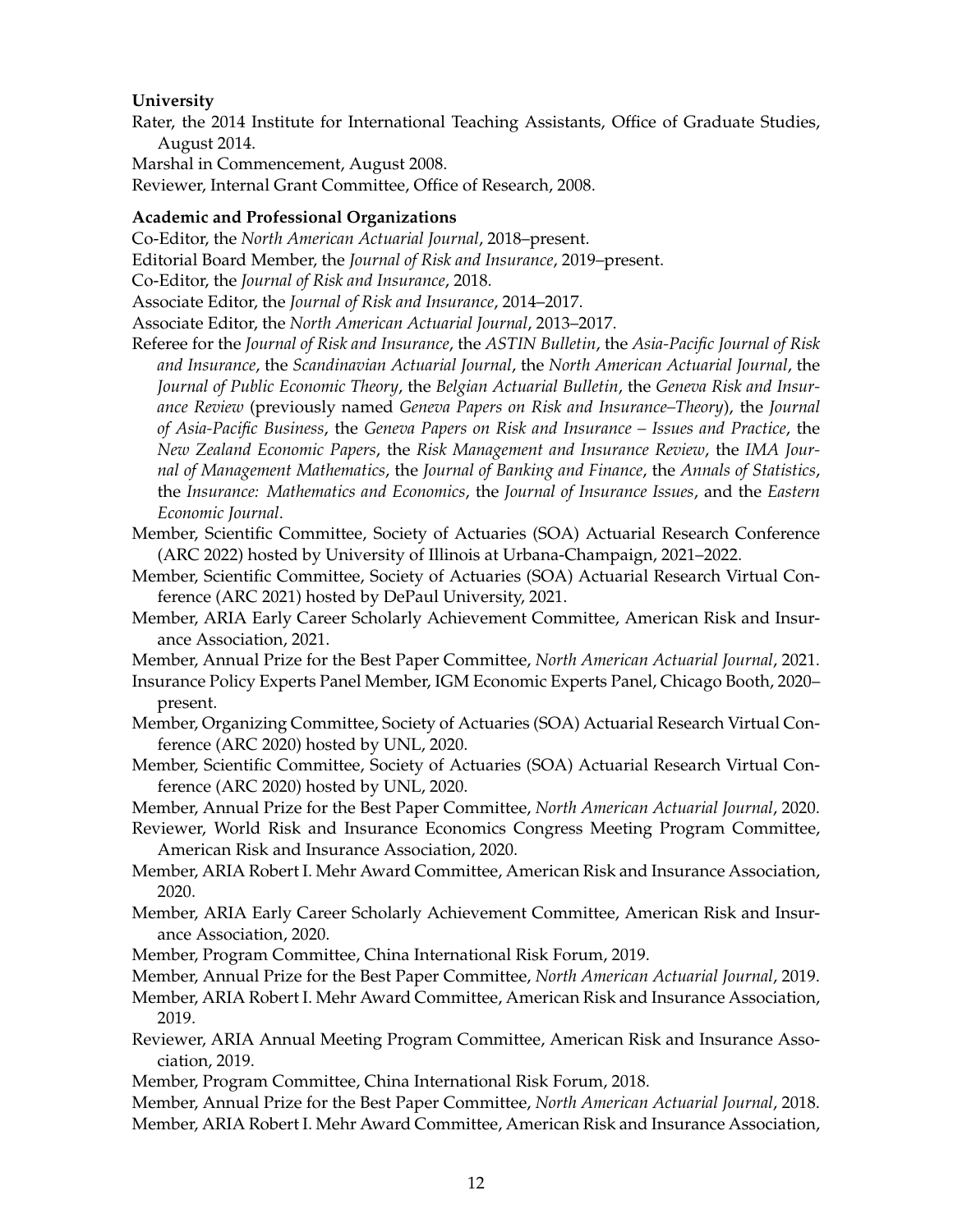**University**

Rater, the 2014 Institute for International Teaching Assistants, Office of Graduate Studies, August 2014.

Marshal in Commencement, August 2008.

Reviewer, Internal Grant Committee, Office of Research, 2008.

**Academic and Professional Organizations**

Co-Editor, the *North American Actuarial Journal*, 2018–present.

Editorial Board Member, the *Journal of Risk and Insurance*, 2019–present.

Co-Editor, the *Journal of Risk and Insurance*, 2018.

Associate Editor, the *Journal of Risk and Insurance*, 2014–2017.

Associate Editor, the *North American Actuarial Journal*, 2013–2017.

Referee for the *Journal of Risk and Insurance*, the *ASTIN Bulletin*, the *Asia-Pacific Journal of Risk and Insurance*, the *Scandinavian Actuarial Journal*, the *North American Actuarial Journal*, the *Journal of Public Economic Theory*, the *Belgian Actuarial Bulletin*, the *Geneva Risk and Insurance Review* (previously named *Geneva Papers on Risk and Insurance–Theory*), the *Journal of Asia-Pacific Business*, the *Geneva Papers on Risk and Insurance – Issues and Practice*, the *New Zealand Economic Papers*, the *Risk Management and Insurance Review*, the *IMA Journal of Management Mathematics*, the *Journal of Banking and Finance*, the *Annals of Statistics*, the *Insurance: Mathematics and Economics*, the *Journal of Insurance Issues*, and the *Eastern Economic Journal*.

Member, Scientific Committee, Society of Actuaries (SOA) Actuarial Research Conference (ARC 2022) hosted by University of Illinois at Urbana-Champaign, 2021–2022.

Member, Scientific Committee, Society of Actuaries (SOA) Actuarial Research Virtual Conference (ARC 2021) hosted by DePaul University, 2021.

Member, ARIA Early Career Scholarly Achievement Committee, American Risk and Insurance Association, 2021.

Member, Annual Prize for the Best Paper Committee, *North American Actuarial Journal*, 2021.

Insurance Policy Experts Panel Member, IGM Economic Experts Panel, Chicago Booth, 2020–present.

Member, Organizing Committee, Society of Actuaries (SOA) Actuarial Research Virtual Conference (ARC 2020) hosted by UNL, 2020.

Member, Scientific Committee, Society of Actuaries (SOA) Actuarial Research Virtual Conference (ARC 2020) hosted by UNL, 2020.

Member, Annual Prize for the Best Paper Committee, *North American Actuarial Journal*, 2020.

Reviewer, World Risk and Insurance Economics Congress Meeting Program Committee, American Risk and Insurance Association, 2020.

Member, ARIA Robert I. Mehr Award Committee, American Risk and Insurance Association, 2020.

Member, ARIA Early Career Scholarly Achievement Committee, American Risk and Insurance Association, 2020.

Member, Program Committee, China International Risk Forum, 2019.

Member, Annual Prize for the Best Paper Committee, *North American Actuarial Journal*, 2019.

Member, ARIA Robert I. Mehr Award Committee, American Risk and Insurance Association, 2019.

Reviewer, ARIA Annual Meeting Program Committee, American Risk and Insurance Association, 2019.

Member, Program Committee, China International Risk Forum, 2018.

Member, Annual Prize for the Best Paper Committee, *North American Actuarial Journal*, 2018.

Member, ARIA Robert I. Mehr Award Committee, American Risk and Insurance Association,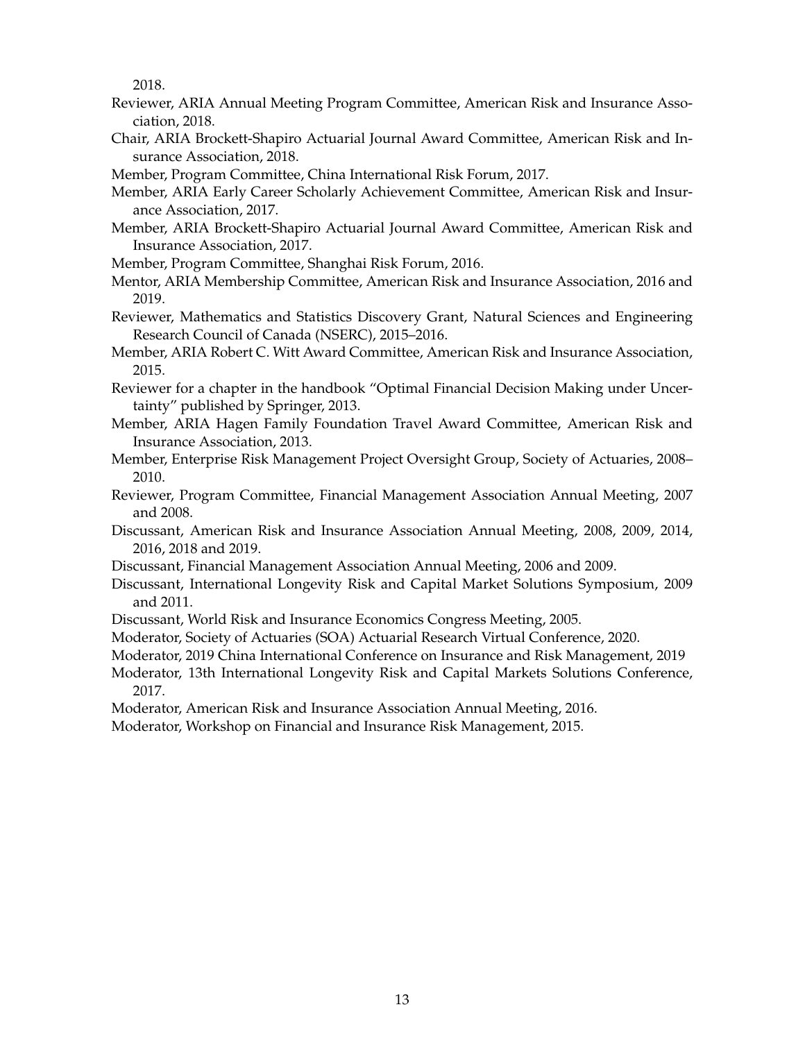2018.

Reviewer, ARIA Annual Meeting Program Committee, American Risk and Insurance Association, 2018.

Chair, ARIA Brockett-Shapiro Actuarial Journal Award Committee, American Risk and Insurance Association, 2018.

Member, Program Committee, China International Risk Forum, 2017.

Member, ARIA Early Career Scholarly Achievement Committee, American Risk and Insurance Association, 2017.

Member, ARIA Brockett-Shapiro Actuarial Journal Award Committee, American Risk and Insurance Association, 2017.

Member, Program Committee, Shanghai Risk Forum, 2016.

Mentor, ARIA Membership Committee, American Risk and Insurance Association, 2016 and 2019.

Reviewer, Mathematics and Statistics Discovery Grant, Natural Sciences and Engineering Research Council of Canada (NSERC), 2015–2016.

Member, ARIA Robert C. Witt Award Committee, American Risk and Insurance Association, 2015.

Reviewer for a chapter in the handbook "Optimal Financial Decision Making under Uncertainty" published by Springer, 2013.

Member, ARIA Hagen Family Foundation Travel Award Committee, American Risk and Insurance Association, 2013.

Member, Enterprise Risk Management Project Oversight Group, Society of Actuaries, 2008–2010.

Reviewer, Program Committee, Financial Management Association Annual Meeting, 2007 and 2008.

Discussant, American Risk and Insurance Association Annual Meeting, 2008, 2009, 2014, 2016, 2018 and 2019.

Discussant, Financial Management Association Annual Meeting, 2006 and 2009.

Discussant, International Longevity Risk and Capital Market Solutions Symposium, 2009 and 2011.

Discussant, World Risk and Insurance Economics Congress Meeting, 2005.

Moderator, Society of Actuaries (SOA) Actuarial Research Virtual Conference, 2020.

Moderator, 2019 China International Conference on Insurance and Risk Management, 2019

Moderator, 13th International Longevity Risk and Capital Markets Solutions Conference, 2017.

Moderator, American Risk and Insurance Association Annual Meeting, 2016.

Moderator, Workshop on Financial and Insurance Risk Management, 2015.